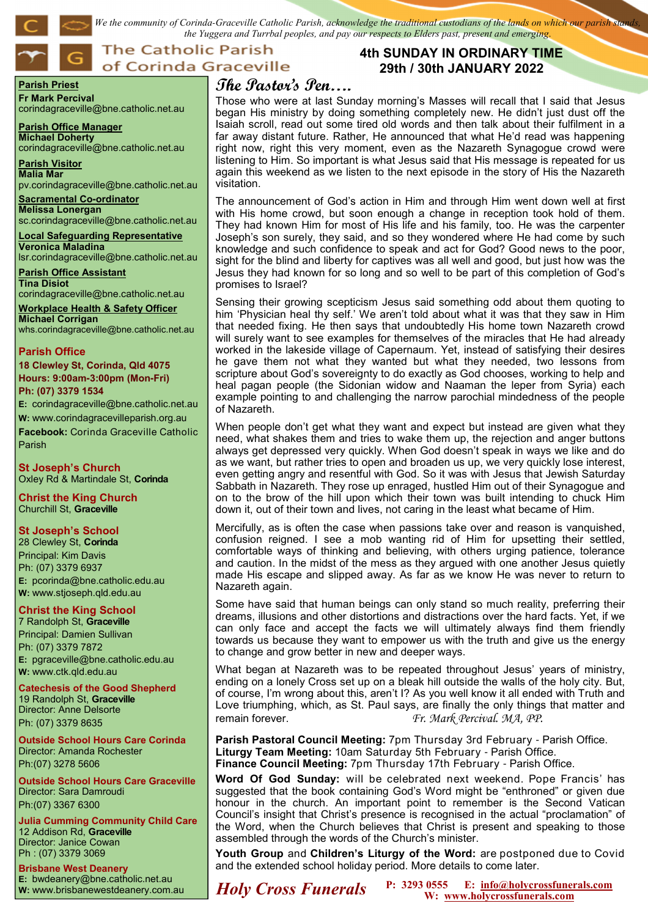*We the community of Corinda-Graceville Catholic Parish, acknowledge the traditional custodians of the lands on which our parish stands, the Yuggera and Turrbal peoples, and pay our respects to Elders past, present and emerging.*

# The Catholic Parish of Corinda Graceville

## 4th SUNDAY IN ORDINARY TIME 29th / 30th JANUARY 2022

**Parish Priest**
**Fr Mark Percival**
corindagraceville@bne.catholic.net.au

**Parish Office Manager**
**Michael Doherty**
corindagraceville@bne.catholic.net.au

**Parish Visitor**
**Malia Mar**
pv.corindagraceville@bne.catholic.net.au

**Sacramental Co-ordinator**
**Melissa Lonergan**
sc.corindagraceville@bne.catholic.net.au

**Local Safeguarding Representative**
**Veronica Maladina**
lsr.corindagraceville@bne.catholic.net.au

**Parish Office Assistant**
**Tina Disiot**
corindagraceville@bne.catholic.net.au

**Workplace Health & Safety Officer**
**Michael Corrigan**
whs.corindagraceville@bne.catholic.net.au

**Parish Office**
**18 Clewley St, Corinda, Qld 4075**
**Hours: 9:00am-3:00pm (Mon-Fri)**
**Ph: (07) 3379 1534**
**E:** corindagraceville@bne.catholic.net.au
**W:** www.corindagracevilleparish.org.au
**Facebook:** Corinda Graceville Catholic Parish

**St Joseph's Church**
Oxley Rd & Martindale St, **Corinda**

**Christ the King Church**
Churchill St, **Graceville**

**St Joseph's School**
28 Clewley St, **Corinda**
Principal: Kim Davis
Ph: (07) 3379 6937
**E:** pcorinda@bne.catholic.edu.au
**W:** www.stjoseph.qld.edu.au

**Christ the King School**
7 Randolph St, **Graceville**
Principal: Damien Sullivan
Ph: (07) 3379 7872
**E:** pgraceville@bne.catholic.edu.au
**W:** www.ctk.qld.edu.au

**Catechesis of the Good Shepherd**
19 Randolph St, **Graceville**
Director: Anne Delsorte
Ph: (07) 3379 8635

**Outside School Hours Care Corinda**
Director: Amanda Rochester
Ph:(07) 3278 5606

**Outside School Hours Care Graceville**
Director: Sara Damroudi
Ph:(07) 3367 6300

**Julia Cumming Community Child Care**
12 Addison Rd, **Graceville**
Director: Janice Cowan
Ph : (07) 3379 3069

**Brisbane West Deanery**
**E:** bwdeanery@bne.catholic.net.au
**W:** www.brisbanewestdeanery.com.au

## The Pastor's Pen….

Those who were at last Sunday morning's Masses will recall that I said that Jesus began His ministry by doing something completely new. He didn't just dust off the Isaiah scroll, read out some tired old words and then talk about their fulfilment in a far away distant future. Rather, He announced that what He'd read was happening right now, right this very moment, even as the Nazareth Synagogue crowd were listening to Him. So important is what Jesus said that His message is repeated for us again this weekend as we listen to the next episode in the story of His the Nazareth visitation.

The announcement of God's action in Him and through Him went down well at first with His home crowd, but soon enough a change in reception took hold of them. They had known Him for most of His life and his family, too. He was the carpenter Joseph's son surely, they said, and so they wondered where He had come by such knowledge and such confidence to speak and act for God? Good news to the poor, sight for the blind and liberty for captives was all well and good, but just how was the Jesus they had known for so long and so well to be part of this completion of God's promises to Israel?

Sensing their growing scepticism Jesus said something odd about them quoting to him 'Physician heal thy self.' We aren't told about what it was that they saw in Him that needed fixing. He then says that undoubtedly His home town Nazareth crowd will surely want to see examples for themselves of the miracles that He had already worked in the lakeside village of Capernaum. Yet, instead of satisfying their desires he gave them not what they wanted but what they needed, two lessons from scripture about God's sovereignty to do exactly as God chooses, working to help and heal pagan people (the Sidonian widow and Naaman the leper from Syria) each example pointing to and challenging the narrow parochial mindedness of the people of Nazareth.

When people don't get what they want and expect but instead are given what they need, what shakes them and tries to wake them up, the rejection and anger buttons always get depressed very quickly. When God doesn't speak in ways we like and do as we want, but rather tries to open and broaden us up, we very quickly lose interest, even getting angry and resentful with God. So it was with Jesus that Jewish Saturday Sabbath in Nazareth. They rose up enraged, hustled Him out of their Synagogue and on to the brow of the hill upon which their town was built intending to chuck Him down it, out of their town and lives, not caring in the least what became of Him.

Mercifully, as is often the case when passions take over and reason is vanquished, confusion reigned. I see a mob wanting rid of Him for upsetting their settled, comfortable ways of thinking and believing, with others urging patience, tolerance and caution. In the midst of the mess as they argued with one another Jesus quietly made His escape and slipped away. As far as we know He was never to return to Nazareth again.

Some have said that human beings can only stand so much reality, preferring their dreams, illusions and other distortions and distractions over the hard facts. Yet, if we can only face and accept the facts we will ultimately always find them friendly towards us because they want to empower us with the truth and give us the energy to change and grow better in new and deeper ways.

What began at Nazareth was to be repeated throughout Jesus' years of ministry, ending on a lonely Cross set up on a bleak hill outside the walls of the holy city. But, of course, I'm wrong about this, aren't I? As you well know it all ended with Truth and Love triumphing, which, as St. Paul says, are finally the only things that matter and remain forever. *Fr. Mark Percival. MA, PP.*

**Parish Pastoral Council Meeting:** 7pm Thursday 3rd February - Parish Office.
**Liturgy Team Meeting:** 10am Saturday 5th February - Parish Office.
**Finance Council Meeting:** 7pm Thursday 17th February - Parish Office.

**Word Of God Sunday:** will be celebrated next weekend. Pope Francis' has suggested that the book containing God's Word might be "enthroned" or given due honour in the church. An important point to remember is the Second Vatican Council's insight that Christ's presence is recognised in the actual "proclamation" of the Word, when the Church believes that Christ is present and speaking to those assembled through the words of the Church's minister.

**Youth Group** and **Children's Liturgy of the Word:** are postponed due to Covid and the extended school holiday period. More details to come later.

***Holy Cross Funerals*** **P: 3293 0555 E: info@holycrossfunerals.com W: www.holycrossfunerals.com**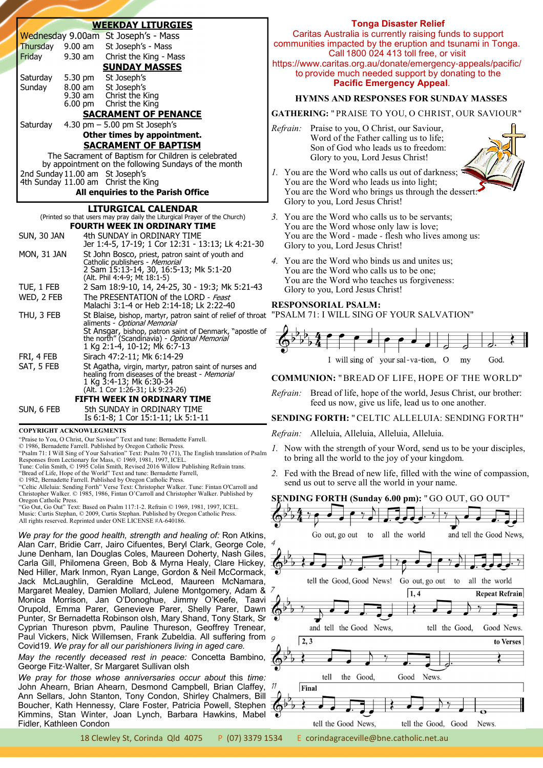## WEEKDAY LITURGIES

| | | |
|---|---|---|
| Wednesday | 9.00am | St Joseph's - Mass |
| Thursday | 9.00 am | St Joseph's - Mass |
| Friday | 9.30 am | Christ the King - Mass |

## SUNDAY MASSES

| | | |
|---|---|---|
| Saturday | 5.30 pm | St Joseph's |
| Sunday | 8.00 am | St Joseph's |
| | 9.30 am | Christ the King |
| | 6.00 pm | Christ the King |

## SACRAMENT OF PENANCE

Saturday 4.30 pm – 5.00 pm St Joseph's

**Other times by appointment.**

## SACRAMENT OF BAPTISM

The Sacrament of Baptism for Children is celebrated by appointment on the following Sundays of the month

2nd Sunday 11.00 am St Joseph's
4th Sunday 11.00 am Christ the King

**All enquiries to the Parish Office**

## LITURGICAL CALENDAR

(Printed so that users may pray daily the Liturgical Prayer of the Church)

### FOURTH WEEK IN ORDINARY TIME

| | |
|---|---|
| SUN, 30 JAN | 4th SUNDAY in ORDINARY TIME<br>Jer 1:4-5, 17-19; 1 Cor 12:31 - 13:13; Lk 4:21-30 |
| MON, 31 JAN | St John Bosco, priest, patron saint of youth and Catholic publishers - *Memorial*<br>2 Sam 15:13-14, 30, 16:5-13; Mk 5:1-20<br>(Alt. Phil 4:4-9; Mt 18:1-5) |
| TUE, 1 FEB | 2 Sam 18:9-10, 14, 24-25, 30 - 19:3; Mk 5:21-43 |
| WED, 2 FEB | The PRESENTATION of the LORD - *Feast*<br>Malachi 3:1-4 or Heb 2:14-18; Lk 2:22-40 |
| THU, 3 FEB | St Blaise, bishop, martyr, patron saint of relief of throat ailments - *Optional Memorial*<br>St Ansgar, bishop, patron saint of Denmark, "apostle of the north" (Scandinavia) - *Optional Memorial*<br>1 Kg 2:1-4, 10-12; Mk 6:7-13 |
| FRI, 4 FEB | Sirach 47:2-11; Mk 6:14-29 |
| SAT, 5 FEB | St Agatha, virgin, martyr, patron saint of nurses and healing from diseases of the breast - *Memorial*<br>1 Kg 3:4-13; Mk 6:30-34<br>(Alt. 1 Cor 1:26-31; Lk 9:23-26) |

### FIFTH WEEK IN ORDINARY TIME

| | |
|---|---|
| SUN, 6 FEB | 5th SUNDAY in ORDINARY TIME<br>Is 6:1-8; 1 Cor 15:1-11; Lk 5:1-11 |

**COPYRIGHT ACKNOWLEDGEMENTS**

"Praise to You, O Christ, Our Saviour" Text and tune: Bernadette Farrell. © 1986, Bernadette Farrell. Published by Oregon Catholic Press.
"Psalm 71: I Will Sing of Your Salvation" Text: Psalm 70 (71), The English translation of Psalm Responses from Lectionary for Mass, © 1969, 1981, 1997, ICEL. Tune: Colin Smith, © 1995 Colin Smith, Revised 2016 Willow Publishing Refrain trans. © 1982, Bernadette Farrell. Published by Oregon Catholic Press.
"Bread of Life, Hope of the World" Text and tune: Bernadette Farrell, © 1982, Bernadette Farrell. Published by Oregon Catholic Press.
"Celtic Alleluia: Sending Forth" Verse Text: Christopher Walker. Tune: Fintan O'Carroll and Christopher Walker. © 1985, 1986, Fintan O'Carroll and Christopher Walker. Published by Oregon Catholic Press.
"Go Out, Go Out" Text: Based on Psalm 117:1-2. Refrain © 1969, 1981, 1997, ICEL. Music: Curtis Stephan, © 2009, Curtis Stephan. Published by Oregon Catholic Press.
All rights reserved. Reprinted under ONE LICENSE #A-640186.

*We pray for the good health, strength and healing of:* Ron Atkins, Alan Carr, Bridie Carr, Jairo Cifuentes, Beryl Clark, George Cole, June Denham, Ian Douglas Coles, Maureen Doherty, Nash Giles, Carla Gill, Philomena Green, Bob & Myrna Healy, Clare Hickey, Ned Hiller, Mark Inmon, Ryan Lange, Gordon & Neil McCormack, Jack McLaughlin, Geraldine McLeod, Maureen McNamara, Margaret Mealey, Damien Mollard, Julene Montgomery, Adam & Monica Morrison, Jan O'Donoghue, Jimmy O'Keefe, Taavi Orupold, Emma Parer, Genevieve Parer, Shelly Parer, Dawn Punter, Sr Bernadetta Robinson olsh, Mary Shand, Tony Stark, Sr Cyprian Thureson pbvm, Pauline Thureson, Geoffrey Trenear, Paul Vickers, Nick Willemsen, Frank Zubeldia. All suffering from Covid19. *We pray for all our parishioners living in aged care.*

*May the recently deceased rest in peace:* Concetta Bambino, George Fitz-Walter, Sr Margaret Sullivan olsh

*We pray for those whose anniversaries occur about* this *time:* John Ahearn, Brian Ahearn, Desmond Brian Claffey, Ann Sellars, John Stanton, Tony Condon, Shirley Chalmers, Bill Boucher, Kath Hennessy, Clare Foster, Patricia Powell, Stephen Kimmins, Stan Winter, Joan Lynch, Barbara Hawkins, Mabel Fidler, Kathleen Condon

## Tonga Disaster Relief

Caritas Australia is currently raising funds to support communities impacted by the eruption and tsunami in Tonga. Call 1800 024 413 toll free, or visit https://www.caritas.org.au/donate/emergency-appeals/pacific/ to provide much needed support by donating to the **Pacific Emergency Appeal**.

## HYMNS AND RESPONSES FOR SUNDAY MASSES

**GATHERING:** "PRAISE TO YOU, O CHRIST, OUR SAVIOUR"

*Refrain:* Praise to you, O Christ, our Saviour,
Word of the Father calling us to life;
Son of God who leads us to freedom:
Glory to you, Lord Jesus Christ!

1. You are the Word who calls us out of darkness;
You are the Word who leads us into light;
You are the Word who brings us through the dessert:
Glory to you, Lord Jesus Christ!

3. You are the Word who calls us to be servants;
You are the Word whose only law is love;
You are the Word - made - flesh who lives among us:
Glory to you, Lord Jesus Christ!

4. You are the Word who binds us and unites us;
You are the Word who calls us to be one;
You are the Word who teaches us forgiveness:
Glory to you, Lord Jesus Christ!

**RESPONSORIAL PSALM:**
"PSALM 71: I WILL SING OF YOUR SALVATION"

I will sing of your sal-va-tion, O my God.

**COMMUNION:** "BREAD OF LIFE, HOPE OF THE WORLD"

*Refrain:* Bread of life, hope of the world, Jesus Christ, our brother:
feed us now, give us life, lead us to one another.

**SENDING FORTH:** "CELTIC ALLELUIA: SENDING FORTH"

*Refrain:* Alleluia, Alleluia, Alleluia, Alleluia.

1. Now with the strength of your Word, send us to be your disciples, to bring all the world to the joy of your kingdom.

2. Fed with the Bread of new life, filled with the wine of compassion, send us out to serve all the world in your name.

**SENDING FORTH (Sunday 6.00 pm):** "GO OUT, GO OUT"

Go out, go out to all the world and tell the Good News,
tell the Good, Good News! Go out, go out to all the world
and tell the Good News,
1, 4 — Repeat Refrain: tell the Good, Good News.
2, 3 — to Verses: tell the Good, Good News.
Final: tell the Good News, tell the Good, Good News.

18 Clewley St, Corinda Qld 4075 P (07) 3379 1534 E corindagraceville@bne.catholic.net.au